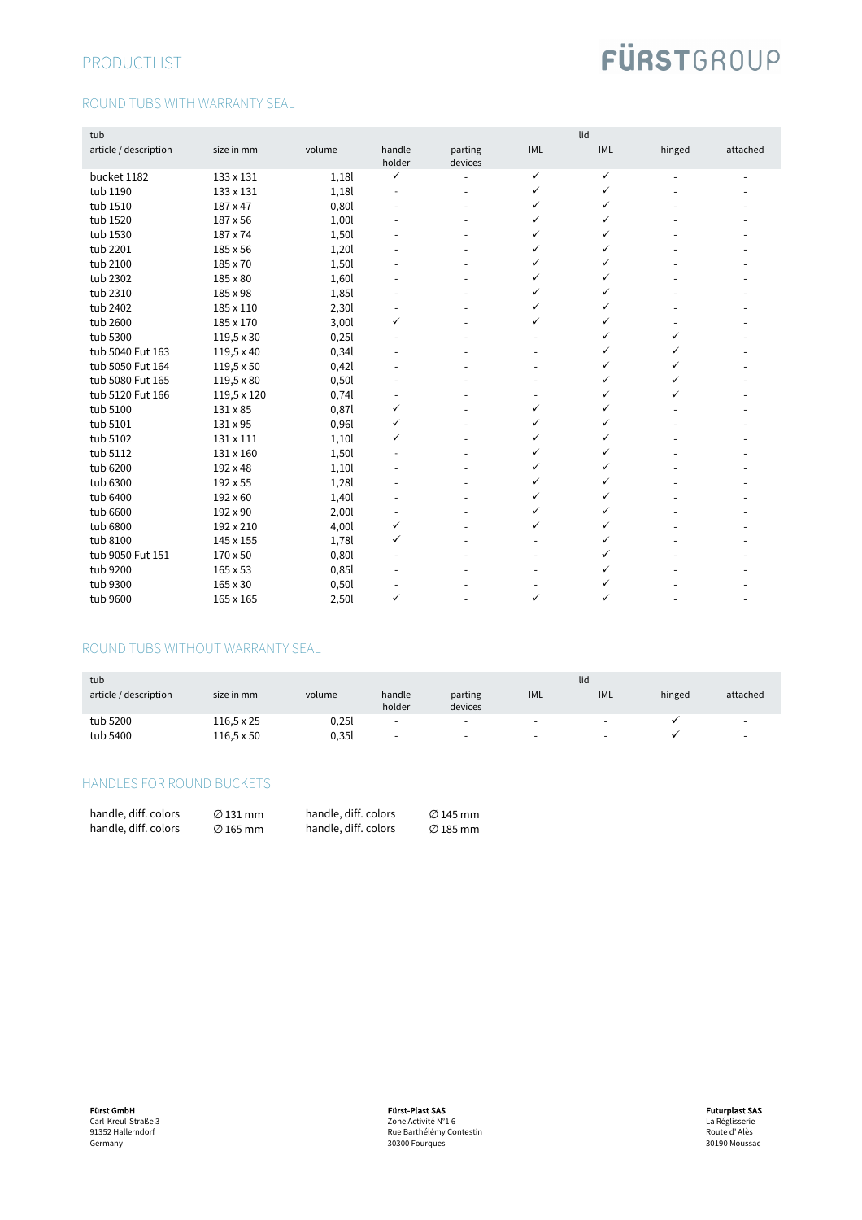# PRODUCTLIST

FÜRSTGROUP

## ROUND TUBS WITH WARRANTY SEAL

| tub | | | | | | lid | | |
|---|---|---|---|---|---|---|---|---|
| article / description | size in mm | volume | handle holder | parting devices | IML | IML | hinged | attached |
| bucket 1182 | 133 x 131 | 1,18l | ✓ | - | ✓ | ✓ | - | - |
| tub 1190 | 133 x 131 | 1,18l | - | - | ✓ | ✓ | - | - |
| tub 1510 | 187 x 47 | 0,80l | - | - | ✓ | ✓ | - | - |
| tub 1520 | 187 x 56 | 1,00l | - | - | ✓ | ✓ | - | - |
| tub 1530 | 187 x 74 | 1,50l | - | - | ✓ | ✓ | - | - |
| tub 2201 | 185 x 56 | 1,20l | - | - | ✓ | ✓ | - | - |
| tub 2100 | 185 x 70 | 1,50l | - | - | ✓ | ✓ | - | - |
| tub 2302 | 185 x 80 | 1,60l | - | - | ✓ | ✓ | - | - |
| tub 2310 | 185 x 98 | 1,85l | - | - | ✓ | ✓ | - | - |
| tub 2402 | 185 x 110 | 2,30l | - | - | ✓ | ✓ | - | - |
| tub 2600 | 185 x 170 | 3,00l | ✓ | - | ✓ | ✓ | - | - |
| tub 5300 | 119,5 x 30 | 0,25l | - | - | - | ✓ | ✓ | - |
| tub 5040 Fut 163 | 119,5 x 40 | 0,34l | - | - | - | ✓ | ✓ | - |
| tub 5050 Fut 164 | 119,5 x 50 | 0,42l | - | - | - | ✓ | ✓ | - |
| tub 5080 Fut 165 | 119,5 x 80 | 0,50l | - | - | - | ✓ | ✓ | - |
| tub 5120 Fut 166 | 119,5 x 120 | 0,74l | - | - | - | ✓ | ✓ | - |
| tub 5100 | 131 x 85 | 0,87l | ✓ | - | ✓ | ✓ | - | - |
| tub 5101 | 131 x 95 | 0,96l | ✓ | - | ✓ | ✓ | - | - |
| tub 5102 | 131 x 111 | 1,10l | ✓ | - | ✓ | ✓ | - | - |
| tub 5112 | 131 x 160 | 1,50l | - | - | ✓ | ✓ | - | - |
| tub 6200 | 192 x 48 | 1,10l | - | - | ✓ | ✓ | - | - |
| tub 6300 | 192 x 55 | 1,28l | - | - | ✓ | ✓ | - | - |
| tub 6400 | 192 x 60 | 1,40l | - | - | ✓ | ✓ | - | - |
| tub 6600 | 192 x 90 | 2,00l | - | - | ✓ | ✓ | - | - |
| tub 6800 | 192 x 210 | 4,00l | ✓ | - | ✓ | ✓ | - | - |
| tub 8100 | 145 x 155 | 1,78l | ✓ | - | - | ✓ | - | - |
| tub 9050 Fut 151 | 170 x 50 | 0,80l | - | - | - | ✓ | - | - |
| tub 9200 | 165 x 53 | 0,85l | - | - | - | ✓ | - | - |
| tub 9300 | 165 x 30 | 0,50l | - | - | - | ✓ | - | - |
| tub 9600 | 165 x 165 | 2,50l | ✓ | - | ✓ | ✓ | - | - |

## ROUND TUBS WITHOUT WARRANTY SEAL

| tub | | | | | | lid | | |
|---|---|---|---|---|---|---|---|---|
| article / description | size in mm | volume | handle holder | parting devices | IML | IML | hinged | attached |
| tub 5200 | 116,5 x 25 | 0,25l | - | - | - | - | ✓ | - |
| tub 5400 | 116,5 x 50 | 0,35l | - | - | - | - | ✓ | - |

## HANDLES FOR ROUND BUCKETS

| | | | |
|---|---|---|---|
| handle, diff. colors | ∅ 131 mm | handle, diff. colors | ∅ 145 mm |
| handle, diff. colors | ∅ 165 mm | handle, diff. colors | ∅ 185 mm |

**Fürst GmbH**
Carl-Kreul-Straße 3
91352 Hallerndorf
Germany

**Fürst-Plast SAS**
Zone Activité N°1 6
Rue Barthélémy Contestin
30300 Fourques

**Futurplast SAS**
La Réglisserie
Route d' Alès
30190 Moussac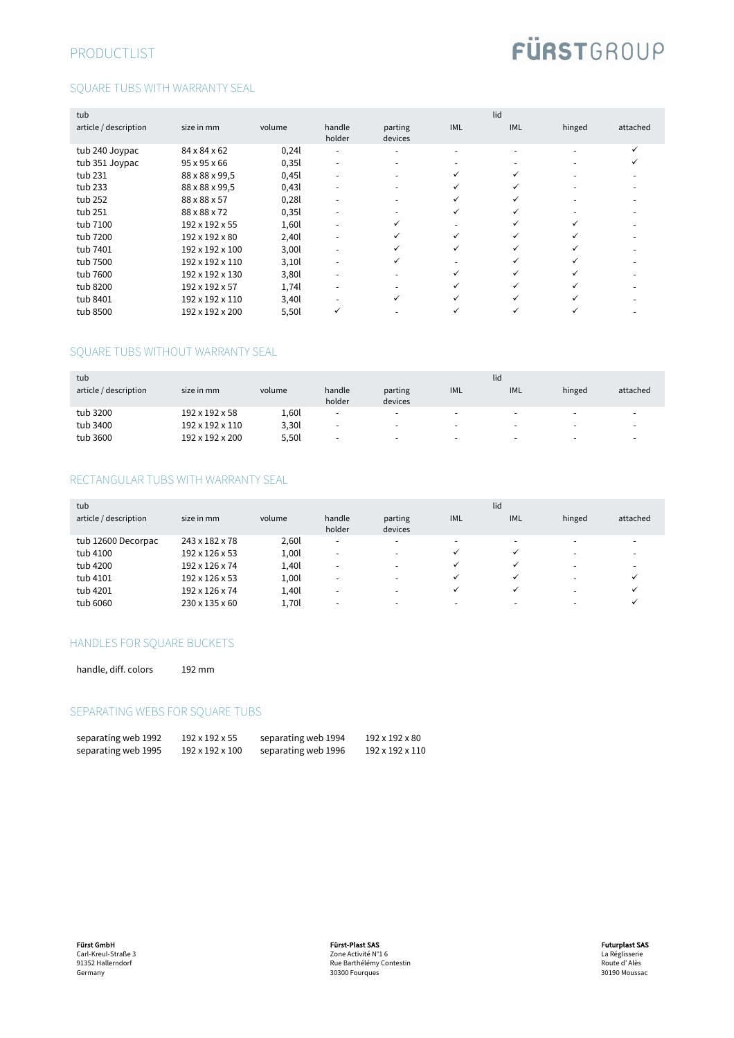# PRODUCTLIST

**FÜRSTGROUP**

## SQUARE TUBS WITH WARRANTY SEAL

| tub | | | | | | lid | | |
|---|---|---|---|---|---|---|---|---|
| article / description | size in mm | volume | handle holder | parting devices | IML | IML | hinged | attached |
| tub 240 Joypac | 84 x 84 x 62 | 0,24l | - | - | - | - | - | ✓ |
| tub 351 Joypac | 95 x 95 x 66 | 0,35l | - | - | - | - | - | ✓ |
| tub 231 | 88 x 88 x 99,5 | 0,45l | - | - | ✓ | ✓ | - | - |
| tub 233 | 88 x 88 x 99,5 | 0,43l | - | - | ✓ | ✓ | - | - |
| tub 252 | 88 x 88 x 57 | 0,28l | - | - | ✓ | ✓ | - | - |
| tub 251 | 88 x 88 x 72 | 0,35l | - | - | ✓ | ✓ | - | - |
| tub 7100 | 192 x 192 x 55 | 1,60l | - | ✓ | - | ✓ | ✓ | - |
| tub 7200 | 192 x 192 x 80 | 2,40l | - | ✓ | ✓ | ✓ | ✓ | - |
| tub 7401 | 192 x 192 x 100 | 3,00l | - | ✓ | ✓ | ✓ | ✓ | - |
| tub 7500 | 192 x 192 x 110 | 3,10l | - | ✓ | - | ✓ | ✓ | - |
| tub 7600 | 192 x 192 x 130 | 3,80l | - | - | ✓ | ✓ | ✓ | - |
| tub 8200 | 192 x 192 x 57 | 1,74l | - | - | ✓ | ✓ | ✓ | - |
| tub 8401 | 192 x 192 x 110 | 3,40l | - | ✓ | ✓ | ✓ | ✓ | - |
| tub 8500 | 192 x 192 x 200 | 5,50l | ✓ | - | ✓ | ✓ | ✓ | - |

## SQUARE TUBS WITHOUT WARRANTY SEAL

| tub | | | | | | lid | | |
|---|---|---|---|---|---|---|---|---|
| article / description | size in mm | volume | handle holder | parting devices | IML | IML | hinged | attached |
| tub 3200 | 192 x 192 x 58 | 1,60l | - | - | - | - | - | - |
| tub 3400 | 192 x 192 x 110 | 3,30l | - | - | - | - | - | - |
| tub 3600 | 192 x 192 x 200 | 5,50l | - | - | - | - | - | - |

## RECTANGULAR TUBS WITH WARRANTY SEAL

| tub | | | | | | lid | | |
|---|---|---|---|---|---|---|---|---|
| article / description | size in mm | volume | handle holder | parting devices | IML | IML | hinged | attached |
| tub 12600 Decorpac | 243 x 182 x 78 | 2,60l | - | - | - | - | - | - |
| tub 4100 | 192 x 126 x 53 | 1,00l | - | - | ✓ | ✓ | - | - |
| tub 4200 | 192 x 126 x 74 | 1,40l | - | - | ✓ | ✓ | - | - |
| tub 4101 | 192 x 126 x 53 | 1,00l | - | - | ✓ | ✓ | - | ✓ |
| tub 4201 | 192 x 126 x 74 | 1,40l | - | - | ✓ | ✓ | - | ✓ |
| tub 6060 | 230 x 135 x 60 | 1,70l | - | - | - | - | - | ✓ |

## HANDLES FOR SQUARE BUCKETS

handle, diff. colors 192 mm

## SEPARATING WEBS FOR SQUARE TUBS

| | | | |
|---|---|---|---|
| separating web 1992 | 192 x 192 x 55 | separating web 1994 | 192 x 192 x 80 |
| separating web 1995 | 192 x 192 x 100 | separating web 1996 | 192 x 192 x 110 |

**Fürst GmbH**
Carl-Kreul-Straße 3
91352 Hallerndorf
Germany

**Fürst-Plast SAS**
Zone Activité N°1 6
Rue Barthélémy Contestin
30300 Fourques

**Futurplast SAS**
La Réglisserie
Route d'Alès
30190 Moussac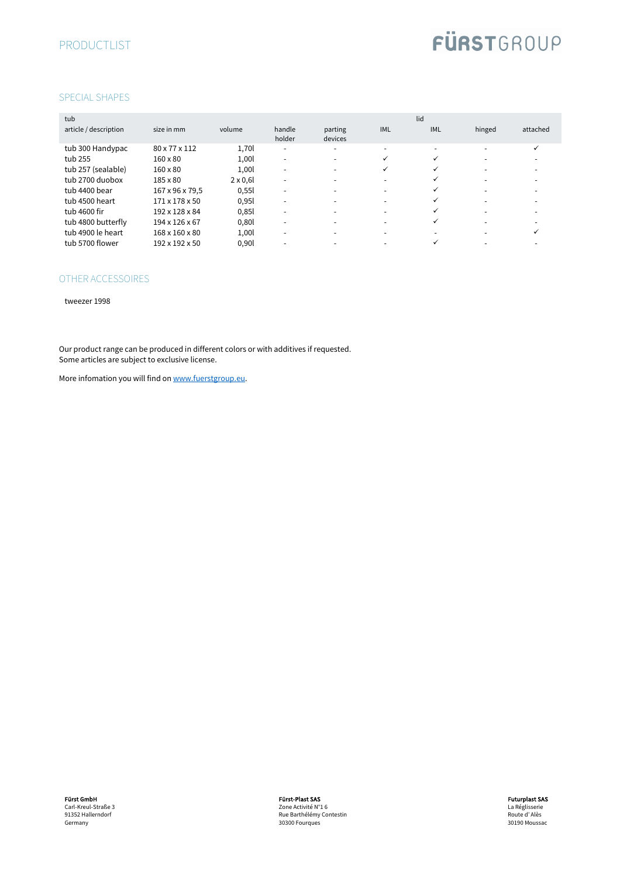## SPECIAL SHAPES

| tub | | | | | | lid | | |
|---|---|---|---|---|---|---|---|---|
| article / description | size in mm | volume | handle holder | parting devices | IML | IML | hinged | attached |
| tub 300 Handypac | 80 x 77 x 112 | 1,70l | - | - | - | - | - | ✓ |
| tub 255 | 160 x 80 | 1,00l | - | - | ✓ | ✓ | - | - |
| tub 257 (sealable) | 160 x 80 | 1,00l | - | - | ✓ | ✓ | - | - |
| tub 2700 duobox | 185 x 80 | 2 x 0,6l | - | - | - | ✓ | - | - |
| tub 4400 bear | 167 x 96 x 79,5 | 0,55l | - | - | - | ✓ | - | - |
| tub 4500 heart | 171 x 178 x 50 | 0,95l | - | - | - | ✓ | - | - |
| tub 4600 fir | 192 x 128 x 84 | 0,85l | - | - | - | ✓ | - | - |
| tub 4800 butterfly | 194 x 126 x 67 | 0,80l | - | - | - | ✓ | - | - |
| tub 4900 le heart | 168 x 160 x 80 | 1,00l | - | - | - | - | - | ✓ |
| tub 5700 flower | 192 x 192 x 50 | 0,90l | - | - | - | ✓ | - | - |

## OTHER ACCESSOIRES

tweezer 1998

Our product range can be produced in different colors or with additives if requested.
Some articles are subject to exclusive license.

More infomation you will find on www.fuerstgroup.eu.

**Fürst GmbH**
Carl-Kreul-Straße 3
91352 Hallerndorf
Germany

**Fürst-Plast SAS**
Zone Activité N°1 6
Rue Barthélémy Contestin
30300 Fourques

**Futurplast SAS**
La Régliisserie
Route d' Alès
30190 Moussac